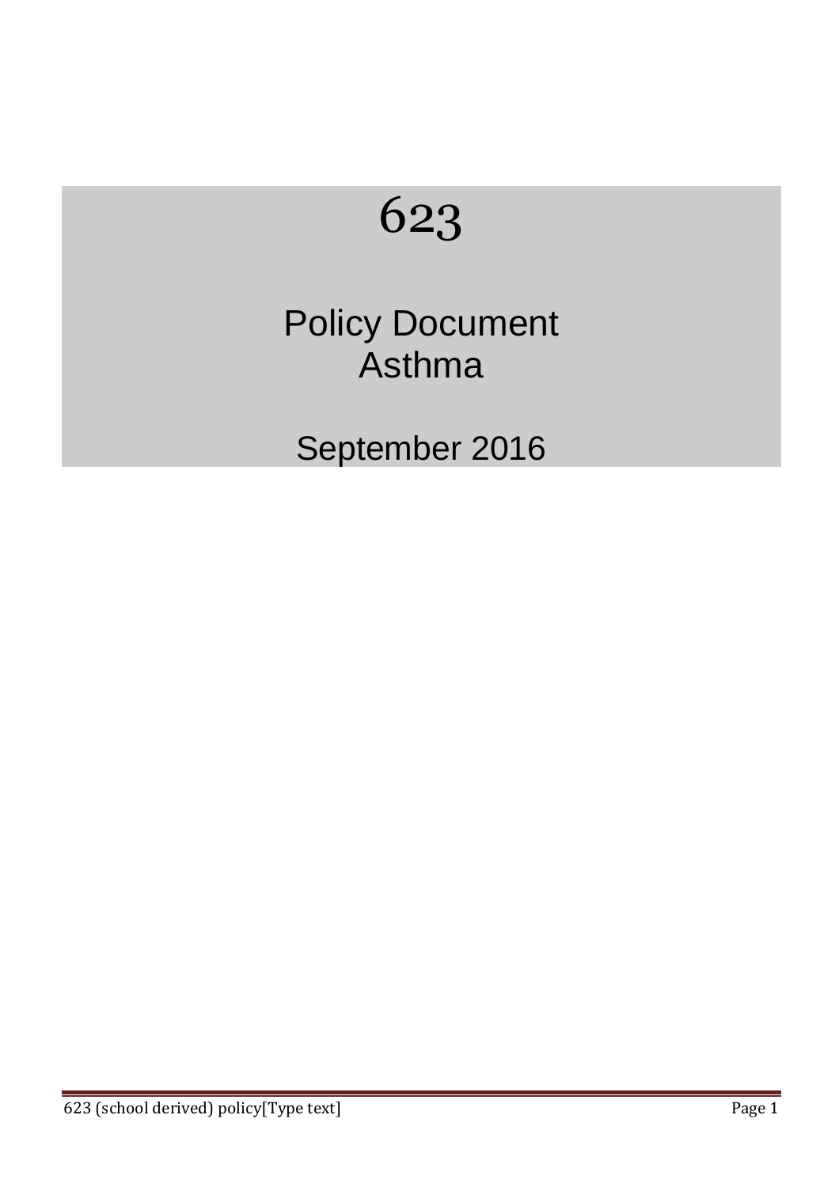# 623

## Policy Document
## Asthma

September 2016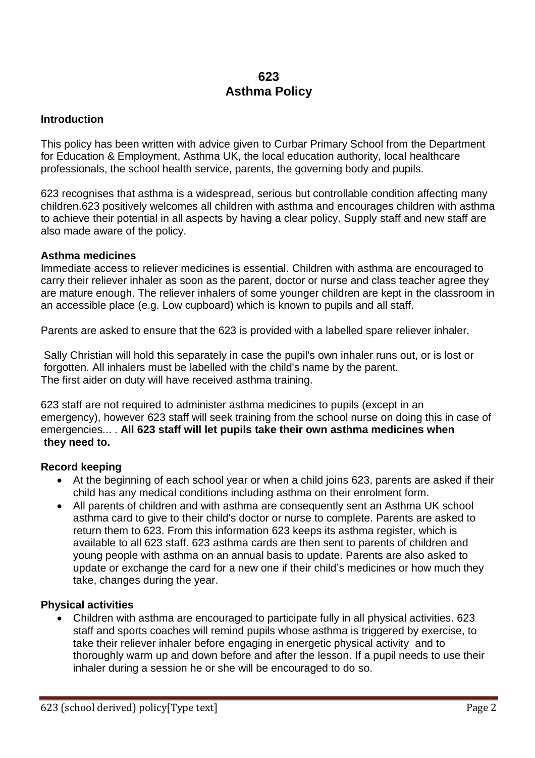# 623
# Asthma Policy

### Introduction

This policy has been written with advice given to Curbar Primary School from the Department for Education & Employment, Asthma UK, the local education authority, local healthcare professionals, the school health service, parents, the governing body and pupils.

623 recognises that asthma is a widespread, serious but controllable condition affecting many children.623 positively welcomes all children with asthma and encourages children with asthma to achieve their potential in all aspects by having a clear policy. Supply staff and new staff are also made aware of the policy.

### Asthma medicines

Immediate access to reliever medicines is essential. Children with asthma are encouraged to carry their reliever inhaler as soon as the parent, doctor or nurse and class teacher agree they are mature enough. The reliever inhalers of some younger children are kept in the classroom in an accessible place (e.g. Low cupboard) which is known to pupils and all staff.

Parents are asked to ensure that the 623 is provided with a labelled spare reliever inhaler.

Sally Christian will hold this separately in case the pupil's own inhaler runs out, or is lost or forgotten. All inhalers must be labelled with the child's name by the parent.
The first aider on duty will have received asthma training.

623 staff are not required to administer asthma medicines to pupils (except in an emergency), however 623 staff will seek training from the school nurse on doing this in case of emergencies... . **All 623 staff will let pupils take their own asthma medicines when they need to.**

### Record keeping

- At the beginning of each school year or when a child joins 623, parents are asked if their child has any medical conditions including asthma on their enrolment form.
- All parents of children and with asthma are consequently sent an Asthma UK school asthma card to give to their child's doctor or nurse to complete. Parents are asked to return them to 623. From this information 623 keeps its asthma register, which is available to all 623 staff. 623 asthma cards are then sent to parents of children and young people with asthma on an annual basis to update. Parents are also asked to update or exchange the card for a new one if their child's medicines or how much they take, changes during the year.

### Physical activities

- Children with asthma are encouraged to participate fully in all physical activities. 623 staff and sports coaches will remind pupils whose asthma is triggered by exercise, to take their reliever inhaler before engaging in energetic physical activity and to thoroughly warm up and down before and after the lesson. If a pupil needs to use their inhaler during a session he or she will be encouraged to do so.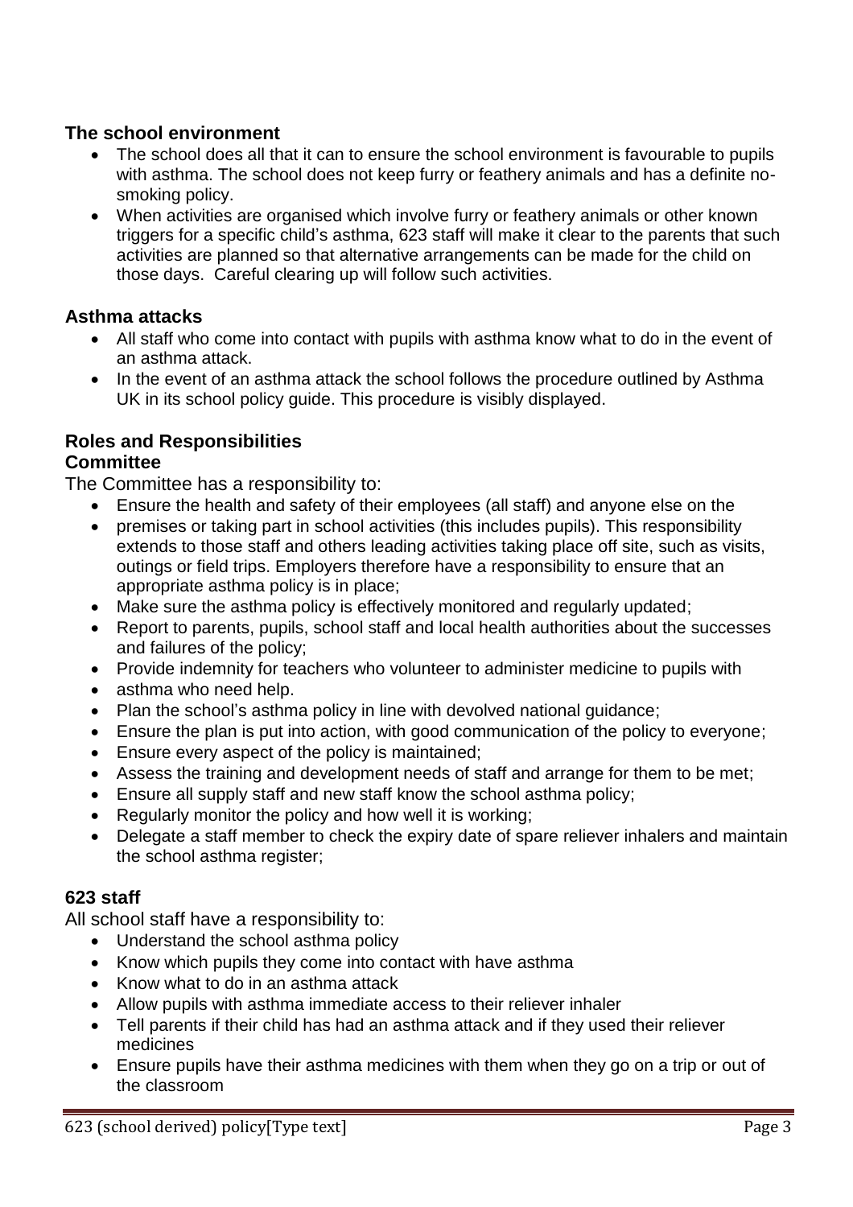### The school environment

- The school does all that it can to ensure the school environment is favourable to pupils with asthma. The school does not keep furry or feathery animals and has a definite no-smoking policy.
- When activities are organised which involve furry or feathery animals or other known triggers for a specific child's asthma, 623 staff will make it clear to the parents that such activities are planned so that alternative arrangements can be made for the child on those days. Careful clearing up will follow such activities.

### Asthma attacks

- All staff who come into contact with pupils with asthma know what to do in the event of an asthma attack.
- In the event of an asthma attack the school follows the procedure outlined by Asthma UK in its school policy guide. This procedure is visibly displayed.

### Roles and Responsibilities

### Committee

The Committee has a responsibility to:

- Ensure the health and safety of their employees (all staff) and anyone else on the
- premises or taking part in school activities (this includes pupils). This responsibility extends to those staff and others leading activities taking place off site, such as visits, outings or field trips. Employers therefore have a responsibility to ensure that an appropriate asthma policy is in place;
- Make sure the asthma policy is effectively monitored and regularly updated;
- Report to parents, pupils, school staff and local health authorities about the successes and failures of the policy;
- Provide indemnity for teachers who volunteer to administer medicine to pupils with
- asthma who need help.
- Plan the school's asthma policy in line with devolved national guidance;
- Ensure the plan is put into action, with good communication of the policy to everyone;
- Ensure every aspect of the policy is maintained;
- Assess the training and development needs of staff and arrange for them to be met;
- Ensure all supply staff and new staff know the school asthma policy;
- Regularly monitor the policy and how well it is working;
- Delegate a staff member to check the expiry date of spare reliever inhalers and maintain the school asthma register;

### 623 staff

All school staff have a responsibility to:

- Understand the school asthma policy
- Know which pupils they come into contact with have asthma
- Know what to do in an asthma attack
- Allow pupils with asthma immediate access to their reliever inhaler
- Tell parents if their child has had an asthma attack and if they used their reliever medicines
- Ensure pupils have their asthma medicines with them when they go on a trip or out of the classroom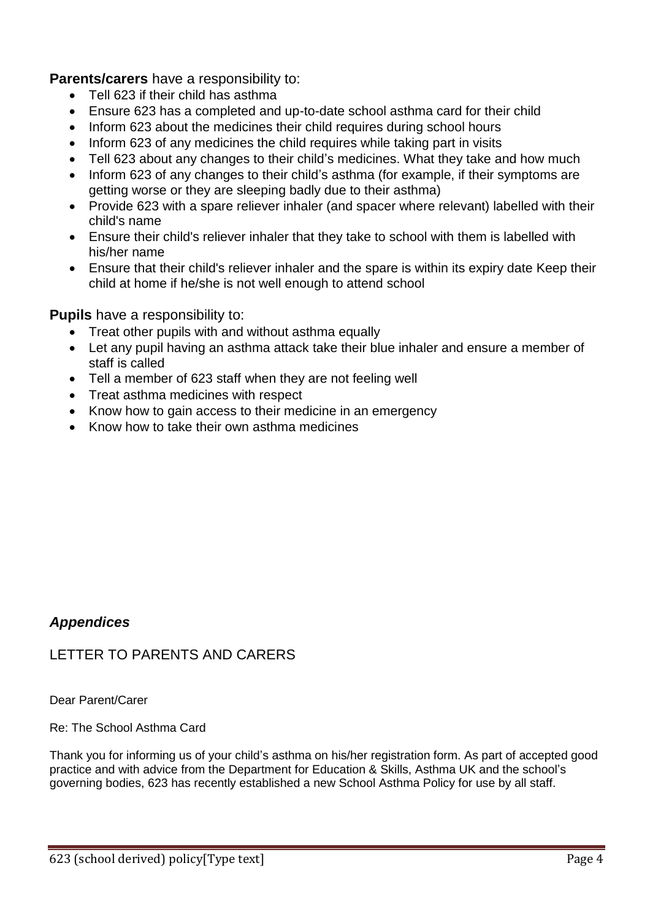**Parents/carers** have a responsibility to:

- Tell 623 if their child has asthma
- Ensure 623 has a completed and up-to-date school asthma card for their child
- Inform 623 about the medicines their child requires during school hours
- Inform 623 of any medicines the child requires while taking part in visits
- Tell 623 about any changes to their child's medicines. What they take and how much
- Inform 623 of any changes to their child's asthma (for example, if their symptoms are getting worse or they are sleeping badly due to their asthma)
- Provide 623 with a spare reliever inhaler (and spacer where relevant) labelled with their child's name
- Ensure their child's reliever inhaler that they take to school with them is labelled with his/her name
- Ensure that their child's reliever inhaler and the spare is within its expiry date Keep their child at home if he/she is not well enough to attend school

**Pupils** have a responsibility to:

- Treat other pupils with and without asthma equally
- Let any pupil having an asthma attack take their blue inhaler and ensure a member of staff is called
- Tell a member of 623 staff when they are not feeling well
- Treat asthma medicines with respect
- Know how to gain access to their medicine in an emergency
- Know how to take their own asthma medicines

## ***Appendices***

### LETTER TO PARENTS AND CARERS

Dear Parent/Carer

Re: The School Asthma Card

Thank you for informing us of your child's asthma on his/her registration form. As part of accepted good practice and with advice from the Department for Education & Skills, Asthma UK and the school's governing bodies, 623 has recently established a new School Asthma Policy for use by all staff.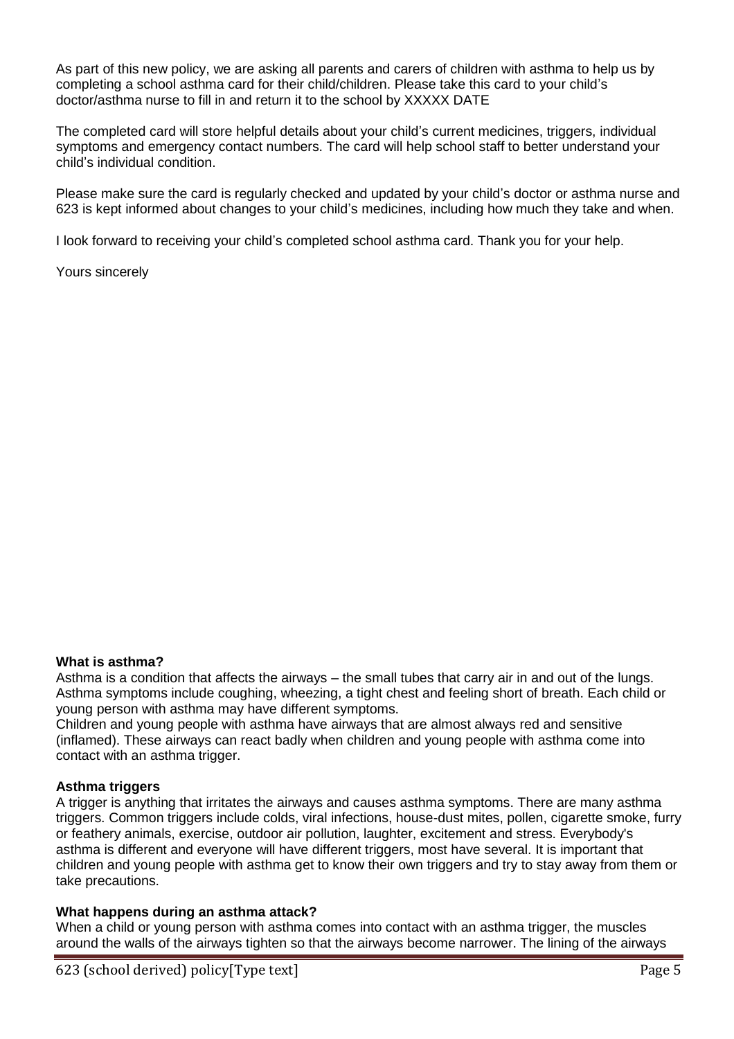As part of this new policy, we are asking all parents and carers of children with asthma to help us by completing a school asthma card for their child/children. Please take this card to your child's doctor/asthma nurse to fill in and return it to the school by XXXXX DATE

The completed card will store helpful details about your child's current medicines, triggers, individual symptoms and emergency contact numbers. The card will help school staff to better understand your child's individual condition.

Please make sure the card is regularly checked and updated by your child's doctor or asthma nurse and 623 is kept informed about changes to your child's medicines, including how much they take and when.

I look forward to receiving your child's completed school asthma card. Thank you for your help.

Yours sincerely

**What is asthma?**

Asthma is a condition that affects the airways – the small tubes that carry air in and out of the lungs. Asthma symptoms include coughing, wheezing, a tight chest and feeling short of breath. Each child or young person with asthma may have different symptoms.

Children and young people with asthma have airways that are almost always red and sensitive (inflamed). These airways can react badly when children and young people with asthma come into contact with an asthma trigger.

**Asthma triggers**

A trigger is anything that irritates the airways and causes asthma symptoms. There are many asthma triggers. Common triggers include colds, viral infections, house-dust mites, pollen, cigarette smoke, furry or feathery animals, exercise, outdoor air pollution, laughter, excitement and stress. Everybody's asthma is different and everyone will have different triggers, most have several. It is important that children and young people with asthma get to know their own triggers and try to stay away from them or take precautions.

**What happens during an asthma attack?**

When a child or young person with asthma comes into contact with an asthma trigger, the muscles around the walls of the airways tighten so that the airways become narrower. The lining of the airways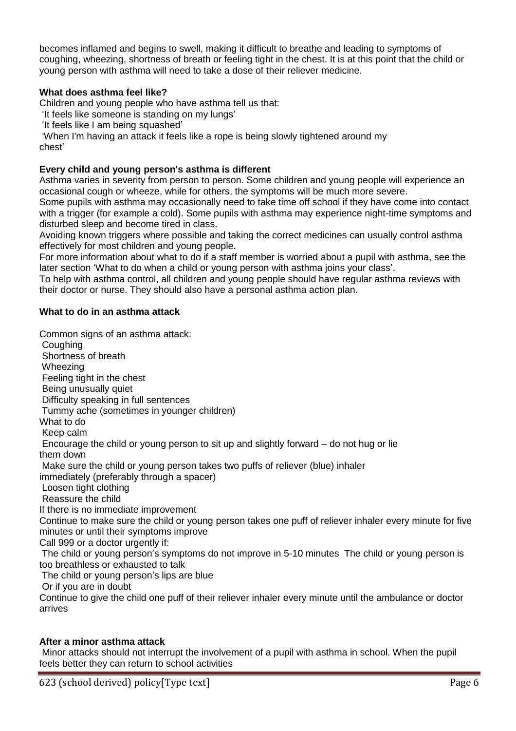becomes inflamed and begins to swell, making it difficult to breathe and leading to symptoms of coughing, wheezing, shortness of breath or feeling tight in the chest. It is at this point that the child or young person with asthma will need to take a dose of their reliever medicine.

**What does asthma feel like?**

Children and young people who have asthma tell us that:

'It feels like someone is standing on my lungs'

'It feels like I am being squashed'

'When I'm having an attack it feels like a rope is being slowly tightened around my chest'

**Every child and young person's asthma is different**

Asthma varies in severity from person to person. Some children and young people will experience an occasional cough or wheeze, while for others, the symptoms will be much more severe.

Some pupils with asthma may occasionally need to take time off school if they have come into contact with a trigger (for example a cold). Some pupils with asthma may experience night-time symptoms and disturbed sleep and become tired in class.

Avoiding known triggers where possible and taking the correct medicines can usually control asthma effectively for most children and young people.

For more information about what to do if a staff member is worried about a pupil with asthma, see the later section 'What to do when a child or young person with asthma joins your class'.

To help with asthma control, all children and young people should have regular asthma reviews with their doctor or nurse. They should also have a personal asthma action plan.

**What to do in an asthma attack**

Common signs of an asthma attack:

- Coughing
- Shortness of breath
- Wheezing
- Feeling tight in the chest
- Being unusually quiet
- Difficulty speaking in full sentences
- Tummy ache (sometimes in younger children)

What to do

- Keep calm
- Encourage the child or young person to sit up and slightly forward – do not hug or lie them down
- Make sure the child or young person takes two puffs of reliever (blue) inhaler immediately (preferably through a spacer)
- Loosen tight clothing
- Reassure the child

If there is no immediate improvement

Continue to make sure the child or young person takes one puff of reliever inhaler every minute for five minutes or until their symptoms improve

Call 999 or a doctor urgently if:

- The child or young person's symptoms do not improve in 5-10 minutes
- The child or young person is too breathless or exhausted to talk
- The child or young person's lips are blue
- Or if you are in doubt

Continue to give the child one puff of their reliever inhaler every minute until the ambulance or doctor arrives

**After a minor asthma attack**

Minor attacks should not interrupt the involvement of a pupil with asthma in school. When the pupil feels better they can return to school activities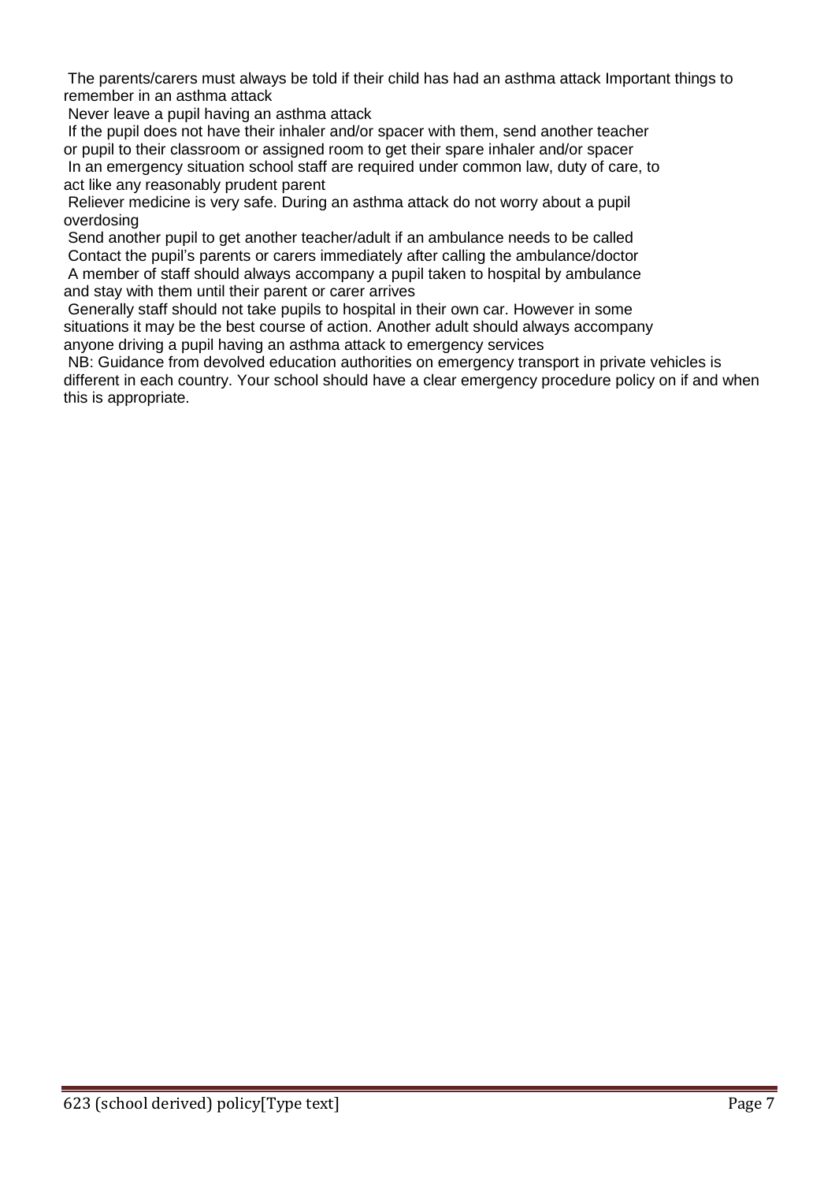The parents/carers must always be told if their child has had an asthma attack Important things to remember in an asthma attack

- Never leave a pupil having an asthma attack
- If the pupil does not have their inhaler and/or spacer with them, send another teacher or pupil to their classroom or assigned room to get their spare inhaler and/or spacer
- In an emergency situation school staff are required under common law, duty of care, to act like any reasonably prudent parent
- Reliever medicine is very safe. During an asthma attack do not worry about a pupil overdosing
- Send another pupil to get another teacher/adult if an ambulance needs to be called
- Contact the pupil's parents or carers immediately after calling the ambulance/doctor
- A member of staff should always accompany a pupil taken to hospital by ambulance and stay with them until their parent or carer arrives
- Generally staff should not take pupils to hospital in their own car. However in some situations it may be the best course of action. Another adult should always accompany anyone driving a pupil having an asthma attack to emergency services
- NB: Guidance from devolved education authorities on emergency transport in private vehicles is different in each country. Your school should have a clear emergency procedure policy on if and when this is appropriate.